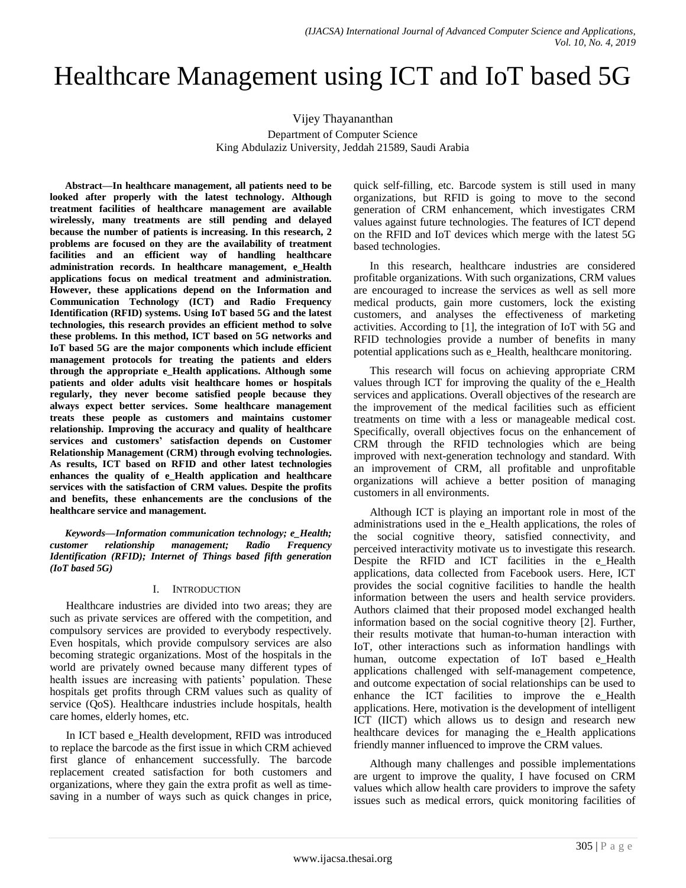# Healthcare Management using ICT and IoT based 5G

Vijey Thayananthan

Department of Computer Science
King Abdulaziz University, Jeddah 21589, Saudi Arabia

***Abstract*—In healthcare management, all patients need to be looked after properly with the latest technology. Although treatment facilities of healthcare management are available wirelessly, many treatments are still pending and delayed because the number of patients is increasing. In this research, 2 problems are focused on they are the availability of treatment facilities and an efficient way of handling healthcare administration records. In healthcare management, e_Health applications focus on medical treatment and administration. However, these applications depend on the Information and Communication Technology (ICT) and Radio Frequency Identification (RFID) systems. Using IoT based 5G and the latest technologies, this research provides an efficient method to solve these problems. In this method, ICT based on 5G networks and IoT based 5G are the major components which include efficient management protocols for treating the patients and elders through the appropriate e_Health applications. Although some patients and older adults visit healthcare homes or hospitals regularly, they never become satisfied people because they always expect better services. Some healthcare management treats these people as customers and maintains customer relationship. Improving the accuracy and quality of healthcare services and customers' satisfaction depends on Customer Relationship Management (CRM) through evolving technologies. As results, ICT based on RFID and other latest technologies enhances the quality of e_Health application and healthcare services with the satisfaction of CRM values. Despite the profits and benefits, these enhancements are the conclusions of the healthcare service and management.**

***Keywords*—*Information communication technology; e_Health; customer relationship management; Radio Frequency Identification (RFID); Internet of Things based fifth generation (IoT based 5G)***

## I. Introduction

Healthcare industries are divided into two areas; they are such as private services are offered with the competition, and compulsory services are provided to everybody respectively. Even hospitals, which provide compulsory services are also becoming strategic organizations. Most of the hospitals in the world are privately owned because many different types of health issues are increasing with patients' population. These hospitals get profits through CRM values such as quality of service (QoS). Healthcare industries include hospitals, health care homes, elderly homes, etc.

In ICT based e_Health development, RFID was introduced to replace the barcode as the first issue in which CRM achieved first glance of enhancement successfully. The barcode replacement created satisfaction for both customers and organizations, where they gain the extra profit as well as time-saving in a number of ways such as quick changes in price, quick self-filling, etc. Barcode system is still used in many organizations, but RFID is going to move to the second generation of CRM enhancement, which investigates CRM values against future technologies. The features of ICT depend on the RFID and IoT devices which merge with the latest 5G based technologies.

In this research, healthcare industries are considered profitable organizations. With such organizations, CRM values are encouraged to increase the services as well as sell more medical products, gain more customers, lock the existing customers, and analyses the effectiveness of marketing activities. According to [1], the integration of IoT with 5G and RFID technologies provide a number of benefits in many potential applications such as e_Health, healthcare monitoring.

This research will focus on achieving appropriate CRM values through ICT for improving the quality of the e_Health services and applications. Overall objectives of the research are the improvement of the medical facilities such as efficient treatments on time with a less or manageable medical cost. Specifically, overall objectives focus on the enhancement of CRM through the RFID technologies which are being improved with next-generation technology and standard. With an improvement of CRM, all profitable and unprofitable organizations will achieve a better position of managing customers in all environments.

Although ICT is playing an important role in most of the administrations used in the e_Health applications, the roles of the social cognitive theory, satisfied connectivity, and perceived interactivity motivate us to investigate this research. Despite the RFID and ICT facilities in the e_Health applications, data collected from Facebook users. Here, ICT provides the social cognitive facilities to handle the health information between the users and health service providers. Authors claimed that their proposed model exchanged health information based on the social cognitive theory [2]. Further, their results motivate that human-to-human interaction with IoT, other interactions such as information handlings with human, outcome expectation of IoT based e_Health applications challenged with self-management competence, and outcome expectation of social relationships can be used to enhance the ICT facilities to improve the e_Health applications. Here, motivation is the development of intelligent ICT (IICT) which allows us to design and research new healthcare devices for managing the e_Health applications friendly manner influenced to improve the CRM values.

Although many challenges and possible implementations are urgent to improve the quality, I have focused on CRM values which allow health care providers to improve the safety issues such as medical errors, quick monitoring facilities of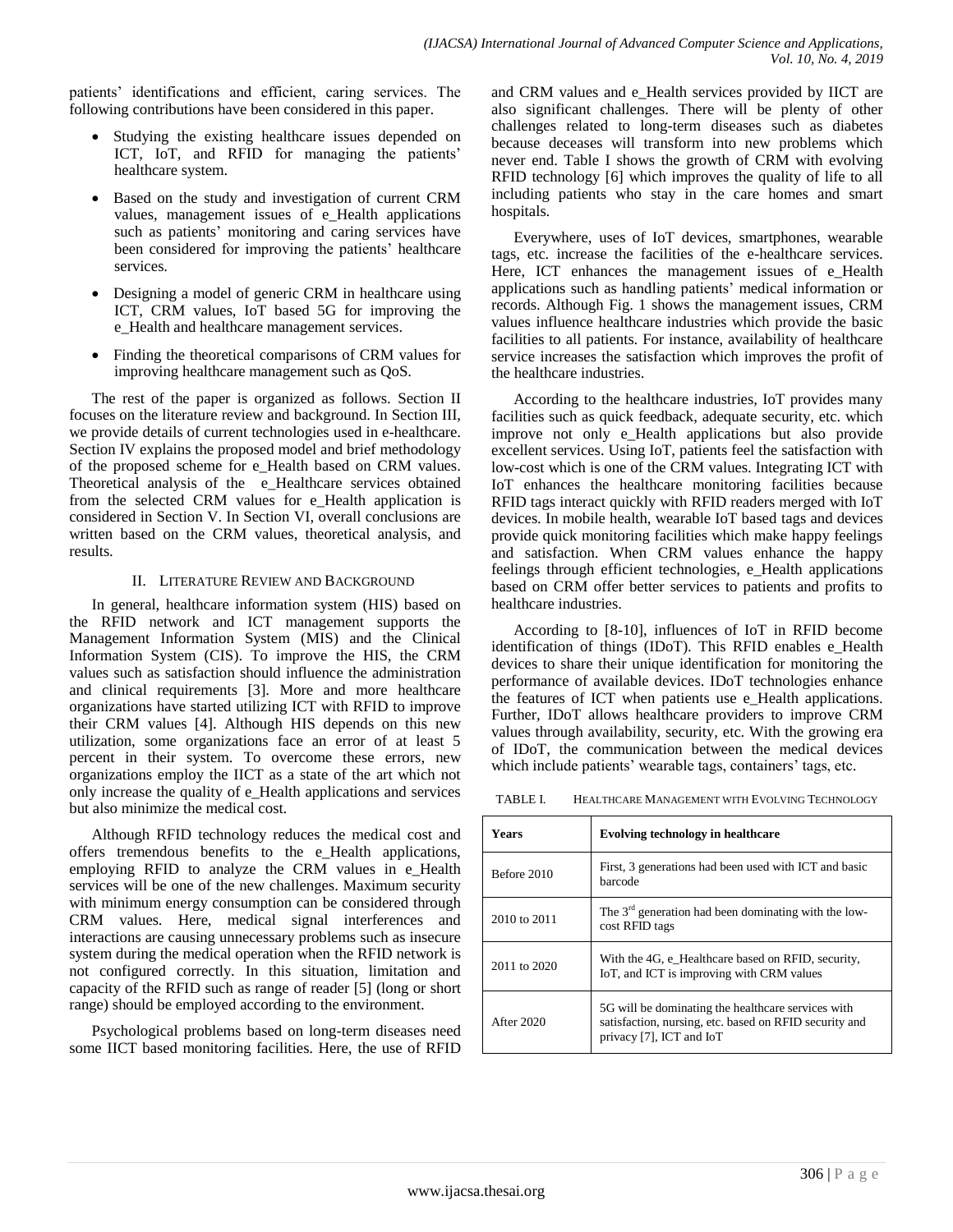patients' identifications and efficient, caring services. The following contributions have been considered in this paper.

- Studying the existing healthcare issues depended on ICT, IoT, and RFID for managing the patients' healthcare system.
- Based on the study and investigation of current CRM values, management issues of e_Health applications such as patients' monitoring and caring services have been considered for improving the patients' healthcare services.
- Designing a model of generic CRM in healthcare using ICT, CRM values, IoT based 5G for improving the e_Health and healthcare management services.
- Finding the theoretical comparisons of CRM values for improving healthcare management such as QoS.

The rest of the paper is organized as follows. Section II focuses on the literature review and background. In Section III, we provide details of current technologies used in e-healthcare. Section IV explains the proposed model and brief methodology of the proposed scheme for e_Health based on CRM values. Theoretical analysis of the e_Healthcare services obtained from the selected CRM values for e_Health application is considered in Section V. In Section VI, overall conclusions are written based on the CRM values, theoretical analysis, and results.

## II. Literature Review and Background

In general, healthcare information system (HIS) based on the RFID network and ICT management supports the Management Information System (MIS) and the Clinical Information System (CIS). To improve the HIS, the CRM values such as satisfaction should influence the administration and clinical requirements [3]. More and more healthcare organizations have started utilizing ICT with RFID to improve their CRM values [4]. Although HIS depends on this new utilization, some organizations face an error of at least 5 percent in their system. To overcome these errors, new organizations employ the IICT as a state of the art which not only increase the quality of e_Health applications and services but also minimize the medical cost.

Although RFID technology reduces the medical cost and offers tremendous benefits to the e_Health applications, employing RFID to analyze the CRM values in e_Health services will be one of the new challenges. Maximum security with minimum energy consumption can be considered through CRM values. Here, medical signal interferences and interactions are causing unnecessary problems such as insecure system during the medical operation when the RFID network is not configured correctly. In this situation, limitation and capacity of the RFID such as range of reader [5] (long or short range) should be employed according to the environment.

Psychological problems based on long-term diseases need some IICT based monitoring facilities. Here, the use of RFID and CRM values and e_Health services provided by IICT are also significant challenges. There will be plenty of other challenges related to long-term diseases such as diabetes because deceases will transform into new problems which never end. Table I shows the growth of CRM with evolving RFID technology [6] which improves the quality of life to all including patients who stay in the care homes and smart hospitals.

Everywhere, uses of IoT devices, smartphones, wearable tags, etc. increase the facilities of the e-healthcare services. Here, ICT enhances the management issues of e_Health applications such as handling patients' medical information or records. Although Fig. 1 shows the management issues, CRM values influence healthcare industries which provide the basic facilities to all patients. For instance, availability of healthcare service increases the satisfaction which improves the profit of the healthcare industries.

According to the healthcare industries, IoT provides many facilities such as quick feedback, adequate security, etc. which improve not only e_Health applications but also provide excellent services. Using IoT, patients feel the satisfaction with low-cost which is one of the CRM values. Integrating ICT with IoT enhances the healthcare monitoring facilities because RFID tags interact quickly with RFID readers merged with IoT devices. In mobile health, wearable IoT based tags and devices provide quick monitoring facilities which make happy feelings and satisfaction. When CRM values enhance the happy feelings through efficient technologies, e_Health applications based on CRM offer better services to patients and profits to healthcare industries.

According to [8-10], influences of IoT in RFID become identification of things (IDoT). This RFID enables e_Health devices to share their unique identification for monitoring the performance of available devices. IDoT technologies enhance the features of ICT when patients use e_Health applications. Further, IDoT allows healthcare providers to improve CRM values through availability, security, etc. With the growing era of IDoT, the communication between the medical devices which include patients' wearable tags, containers' tags, etc.

TABLE I. Healthcare Management with Evolving Technology

| Years | Evolving technology in healthcare |
|---|---|
| Before 2010 | First, 3 generations had been used with ICT and basic barcode |
| 2010 to 2011 | The 3rd generation had been dominating with the low-cost RFID tags |
| 2011 to 2020 | With the 4G, e_Healthcare based on RFID, security, IoT, and ICT is improving with CRM values |
| After 2020 | 5G will be dominating the healthcare services with satisfaction, nursing, etc. based on RFID security and privacy [7], ICT and IoT |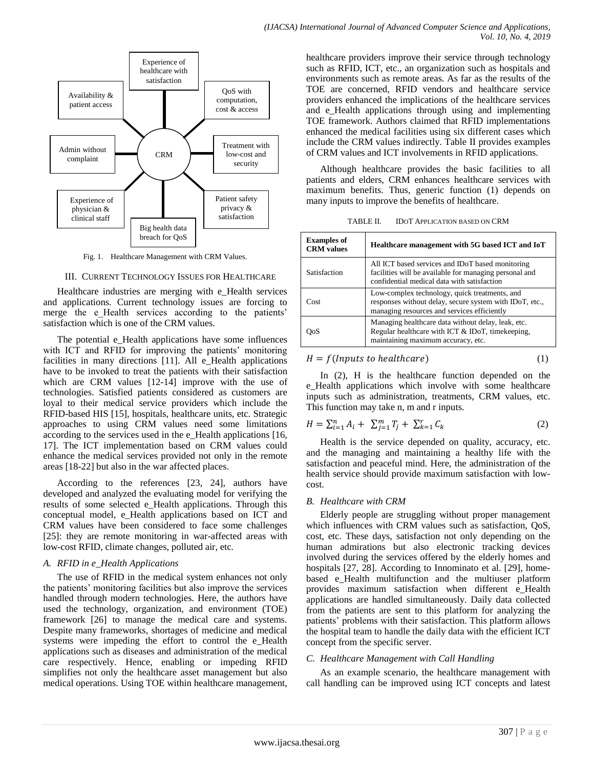Fig. 1. Healthcare Management with CRM Values.

## III. Current Technology Issues for Healthcare

Healthcare industries are merging with e_Health services and applications. Current technology issues are forcing to merge the e_Health services according to the patients' satisfaction which is one of the CRM values.

The potential e_Health applications have some influences with ICT and RFID for improving the patients' monitoring facilities in many directions [11]. All e_Health applications have to be invoked to treat the patients with their satisfaction which are CRM values [12-14] improve with the use of technologies. Satisfied patients considered as customers are loyal to their medical service providers which include the RFID-based HIS [15], hospitals, healthcare units, etc. Strategic approaches to using CRM values need some limitations according to the services used in the e_Health applications [16, 17]. The ICT implementation based on CRM values could enhance the medical services provided not only in the remote areas [18-22] but also in the war affected places.

According to the references [23, 24], authors have developed and analyzed the evaluating model for verifying the results of some selected e_Health applications. Through this conceptual model, e_Health applications based on ICT and CRM values have been considered to face some challenges [25]: they are remote monitoring in war-affected areas with low-cost RFID, climate changes, polluted air, etc.

### A. RFID in e_Health Applications

The use of RFID in the medical system enhances not only the patients' monitoring facilities but also improve the services handled through modern technologies. Here, the authors have used the technology, organization, and environment (TOE) framework [26] to manage the medical care and systems. Despite many frameworks, shortages of medicine and medical systems were impeding the effort to control the e_Health applications such as diseases and administration of the medical care respectively. Hence, enabling or impeding RFID simplifies not only the healthcare asset management but also medical operations. Using TOE within healthcare management, healthcare providers improve their service through technology such as RFID, ICT, etc., an organization such as hospitals and environments such as remote areas. As far as the results of the TOE are concerned, RFID vendors and healthcare service providers enhanced the implications of the healthcare services and e_Health applications through using and implementing TOE framework. Authors claimed that RFID implementations enhanced the medical facilities using six different cases which include the CRM values indirectly. Table II provides examples of CRM values and ICT involvements in RFID applications.

Although healthcare provides the basic facilities to all patients and elders, CRM enhances healthcare services with maximum benefits. Thus, generic function (1) depends on many inputs to improve the benefits of healthcare.

TABLE II. IDoT Application based on CRM

| Examples of CRM values | Healthcare management with 5G based ICT and IoT |
|---|---|
| Satisfaction | All ICT based services and IDoT based monitoring facilities will be available for managing personal and confidential medical data with satisfaction |
| Cost | Low-complex technology, quick treatments, and responses without delay, secure system with IDoT, etc., managing resources and services efficiently |
| QoS | Managing healthcare data without delay, leak, etc. Regular healthcare with ICT & IDoT, timekeeping, maintaining maximum accuracy, etc. |

$$H = f(Inputs\ to\ healthcare) \tag{1}$$

In (2), H is the healthcare function depended on the e_Health applications which involve with some healthcare inputs such as administration, treatments, CRM values, etc. This function may take n, m and r inputs.

$$H = \sum_{i=1}^{n} A_i + \sum_{j=1}^{m} T_j + \sum_{k=1}^{r} C_k \tag{2}$$

Health is the service depended on quality, accuracy, etc. and the managing and maintaining a healthy life with the satisfaction and peaceful mind. Here, the administration of the health service should provide maximum satisfaction with low-cost.

### B. Healthcare with CRM

Elderly people are struggling without proper management which influences with CRM values such as satisfaction, QoS, cost, etc. These days, satisfaction not only depending on the human admirations but also electronic tracking devices involved during the services offered by the elderly homes and hospitals [27, 28]. According to Innominato et al. [29], home-based e_Health multifunction and the multiuser platform provides maximum satisfaction when different e_Health applications are handled simultaneously. Daily data collected from the patients are sent to this platform for analyzing the patients' problems with their satisfaction. This platform allows the hospital team to handle the daily data with the efficient ICT concept from the specific server.

### C. Healthcare Management with Call Handling

As an example scenario, the healthcare management with call handling can be improved using ICT concepts and latest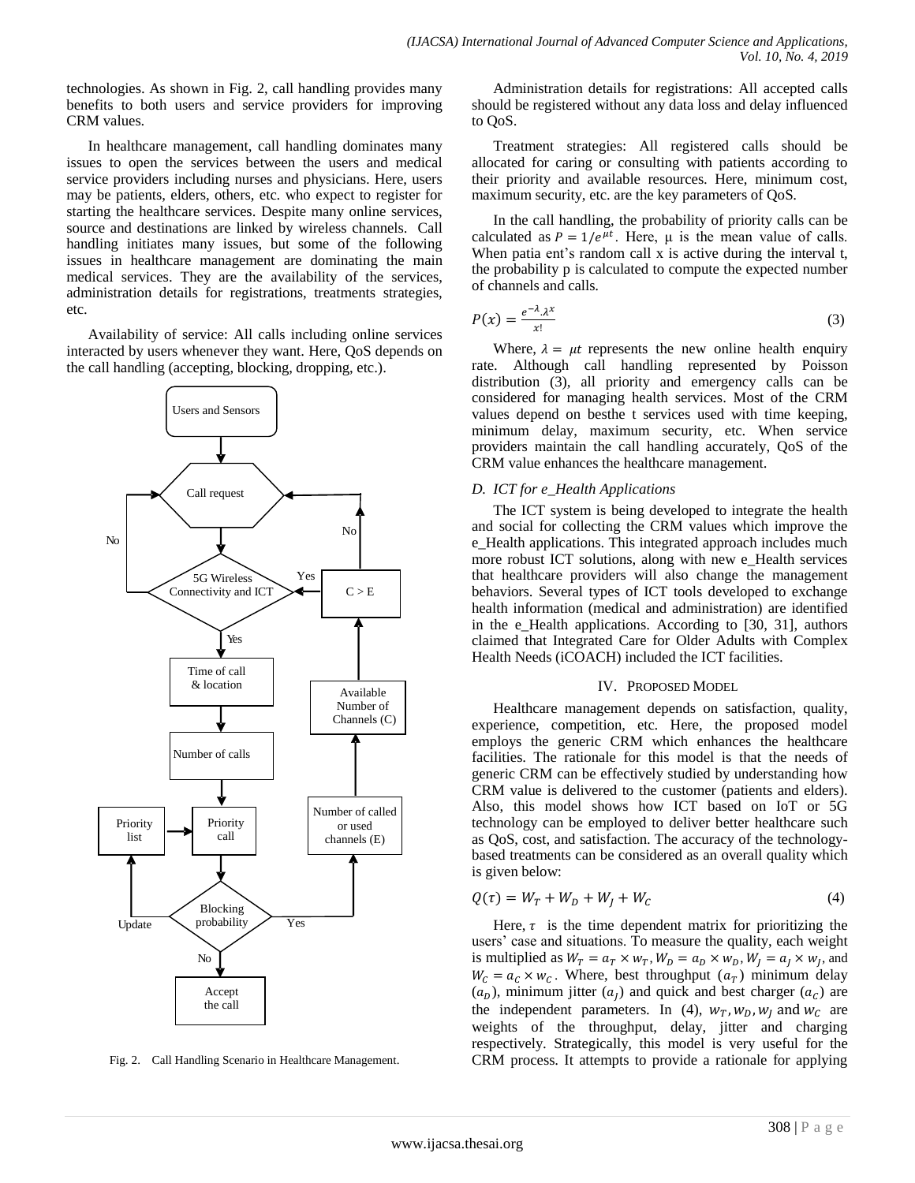technologies. As shown in Fig. 2, call handling provides many benefits to both users and service providers for improving CRM values.

In healthcare management, call handling dominates many issues to open the services between the users and medical service providers including nurses and physicians. Here, users may be patients, elders, others, etc. who expect to register for starting the healthcare services. Despite many online services, source and destinations are linked by wireless channels. Call handling initiates many issues, but some of the following issues in healthcare management are dominating the main medical services. They are the availability of the services, administration details for registrations, treatments strategies, etc.

Availability of service: All calls including online services interacted by users whenever they want. Here, QoS depends on the call handling (accepting, blocking, dropping, etc.).

Fig. 2. Call Handling Scenario in Healthcare Management.

Administration details for registrations: All accepted calls should be registered without any data loss and delay influenced to QoS.

Treatment strategies: All registered calls should be allocated for caring or consulting with patients according to their priority and available resources. Here, minimum cost, maximum security, etc. are the key parameters of QoS.

In the call handling, the probability of priority calls can be calculated as $P = 1/e^{\mu t}$. Here, μ is the mean value of calls. When patia ent's random call x is active during the interval t, the probability p is calculated to compute the expected number of channels and calls.

$$P(x) = \frac{e^{-\lambda}.\lambda^{x}}{x!} \quad (3)$$

Where, $\lambda = \mu t$ represents the new online health enquiry rate. Although call handling represented by Poisson distribution (3), all priority and emergency calls can be considered for managing health services. Most of the CRM values depend on besthe t services used with time keeping, minimum delay, maximum security, etc. When service providers maintain the call handling accurately, QoS of the CRM value enhances the healthcare management.

### *D. ICT for e_Health Applications*

The ICT system is being developed to integrate the health and social for collecting the CRM values which improve the e_Health applications. This integrated approach includes much more robust ICT solutions, along with new e_Health services that healthcare providers will also change the management behaviors. Several types of ICT tools developed to exchange health information (medical and administration) are identified in the e_Health applications. According to [30, 31], authors claimed that Integrated Care for Older Adults with Complex Health Needs (iCOACH) included the ICT facilities.

## IV. Proposed Model

Healthcare management depends on satisfaction, quality, experience, competition, etc. Here, the proposed model employs the generic CRM which enhances the healthcare facilities. The rationale for this model is that the needs of generic CRM can be effectively studied by understanding how CRM value is delivered to the customer (patients and elders). Also, this model shows how ICT based on IoT or 5G technology can be employed to deliver better healthcare such as QoS, cost, and satisfaction. The accuracy of the technology-based treatments can be considered as an overall quality which is given below:

$$Q(\tau) = W_T + W_D + W_J + W_C \quad (4)$$

Here, $\tau$ is the time dependent matrix for prioritizing the users' case and situations. To measure the quality, each weight is multiplied as $W_T = a_T \times w_T, W_D = a_D \times w_D, W_J = a_J \times w_J$, and $W_C = a_C \times w_C$. Where, best throughput ($a_T$) minimum delay ($a_D$), minimum jitter ($a_J$) and quick and best charger ($a_C$) are the independent parameters. In (4), $w_T, w_D, w_J$ and $w_C$ are weights of the throughput, delay, jitter and charging respectively. Strategically, this model is very useful for the CRM process. It attempts to provide a rationale for applying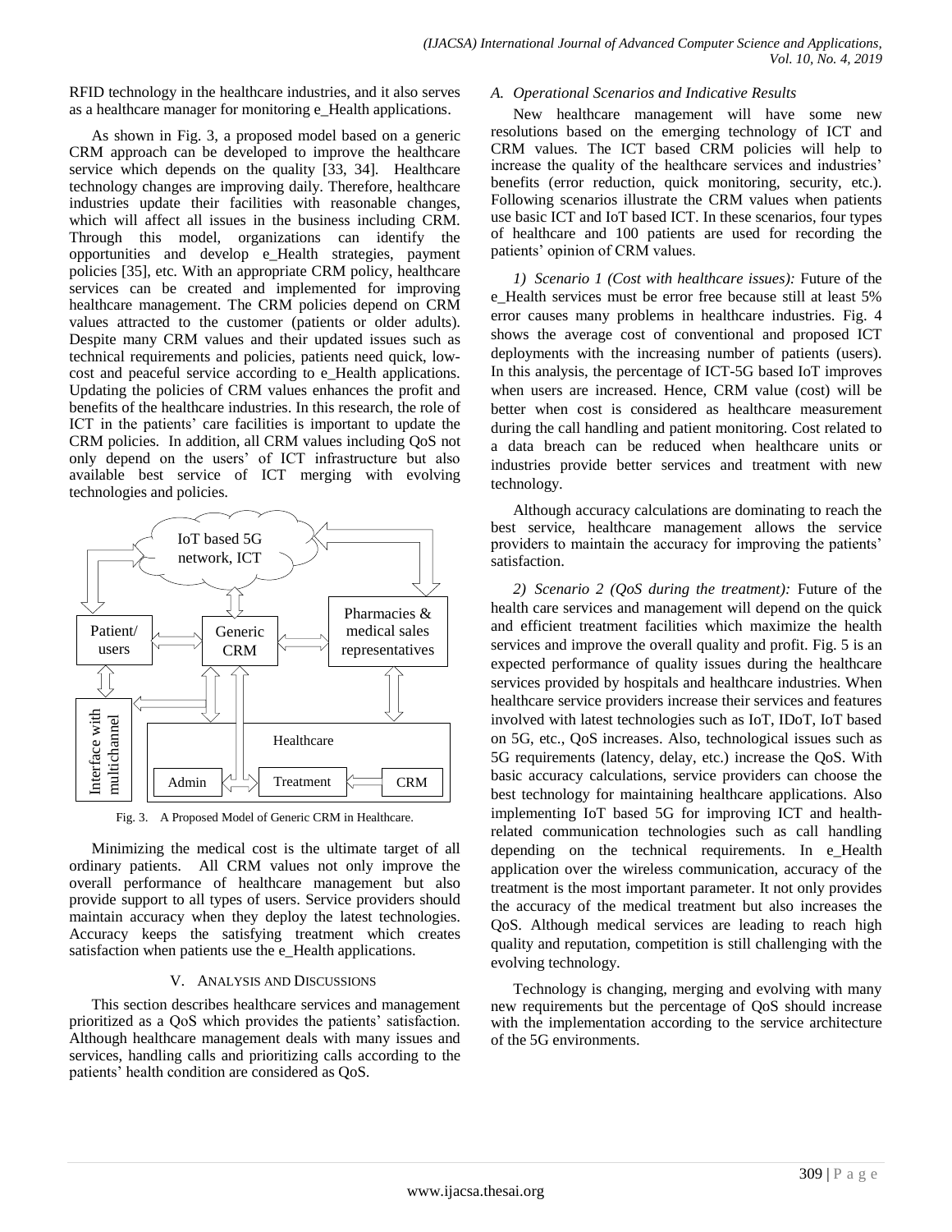RFID technology in the healthcare industries, and it also serves as a healthcare manager for monitoring e_Health applications.

As shown in Fig. 3, a proposed model based on a generic CRM approach can be developed to improve the healthcare service which depends on the quality [33, 34]. Healthcare technology changes are improving daily. Therefore, healthcare industries update their facilities with reasonable changes, which will affect all issues in the business including CRM. Through this model, organizations can identify the opportunities and develop e_Health strategies, payment policies [35], etc. With an appropriate CRM policy, healthcare services can be created and implemented for improving healthcare management. The CRM policies depend on CRM values attracted to the customer (patients or older adults). Despite many CRM values and their updated issues such as technical requirements and policies, patients need quick, low-cost and peaceful service according to e_Health applications. Updating the policies of CRM values enhances the profit and benefits of the healthcare industries. In this research, the role of ICT in the patients' care facilities is important to update the CRM policies. In addition, all CRM values including QoS not only depend on the users' of ICT infrastructure but also available best service of ICT merging with evolving technologies and policies.

Fig. 3. A Proposed Model of Generic CRM in Healthcare.

Minimizing the medical cost is the ultimate target of all ordinary patients. All CRM values not only improve the overall performance of healthcare management but also provide support to all types of users. Service providers should maintain accuracy when they deploy the latest technologies. Accuracy keeps the satisfying treatment which creates satisfaction when patients use the e_Health applications.

## V. Analysis and Discussions

This section describes healthcare services and management prioritized as a QoS which provides the patients' satisfaction. Although healthcare management deals with many issues and services, handling calls and prioritizing calls according to the patients' health condition are considered as QoS.

### A. Operational Scenarios and Indicative Results

New healthcare management will have some new resolutions based on the emerging technology of ICT and CRM values. The ICT based CRM policies will help to increase the quality of the healthcare services and industries' benefits (error reduction, quick monitoring, security, etc.). Following scenarios illustrate the CRM values when patients use basic ICT and IoT based ICT. In these scenarios, four types of healthcare and 100 patients are used for recording the patients' opinion of CRM values.

*1) Scenario 1 (Cost with healthcare issues):* Future of the e_Health services must be error free because still at least 5% error causes many problems in healthcare industries. Fig. 4 shows the average cost of conventional and proposed ICT deployments with the increasing number of patients (users). In this analysis, the percentage of ICT-5G based IoT improves when users are increased. Hence, CRM value (cost) will be better when cost is considered as healthcare measurement during the call handling and patient monitoring. Cost related to a data breach can be reduced when healthcare units or industries provide better services and treatment with new technology.

Although accuracy calculations are dominating to reach the best service, healthcare management allows the service providers to maintain the accuracy for improving the patients' satisfaction.

*2) Scenario 2 (QoS during the treatment):* Future of the health care services and management will depend on the quick and efficient treatment facilities which maximize the health services and improve the overall quality and profit. Fig. 5 is an expected performance of quality issues during the healthcare services provided by hospitals and healthcare industries. When healthcare service providers increase their services and features involved with latest technologies such as IoT, IDoT, IoT based on 5G, etc., QoS increases. Also, technological issues such as 5G requirements (latency, delay, etc.) increase the QoS. With basic accuracy calculations, service providers can choose the best technology for maintaining healthcare applications. Also implementing IoT based 5G for improving ICT and health-related communication technologies such as call handling depending on the technical requirements. In e_Health application over the wireless communication, accuracy of the treatment is the most important parameter. It not only provides the accuracy of the medical treatment but also increases the QoS. Although medical services are leading to reach high quality and reputation, competition is still challenging with the evolving technology.

Technology is changing, merging and evolving with many new requirements but the percentage of QoS should increase with the implementation according to the service architecture of the 5G environments.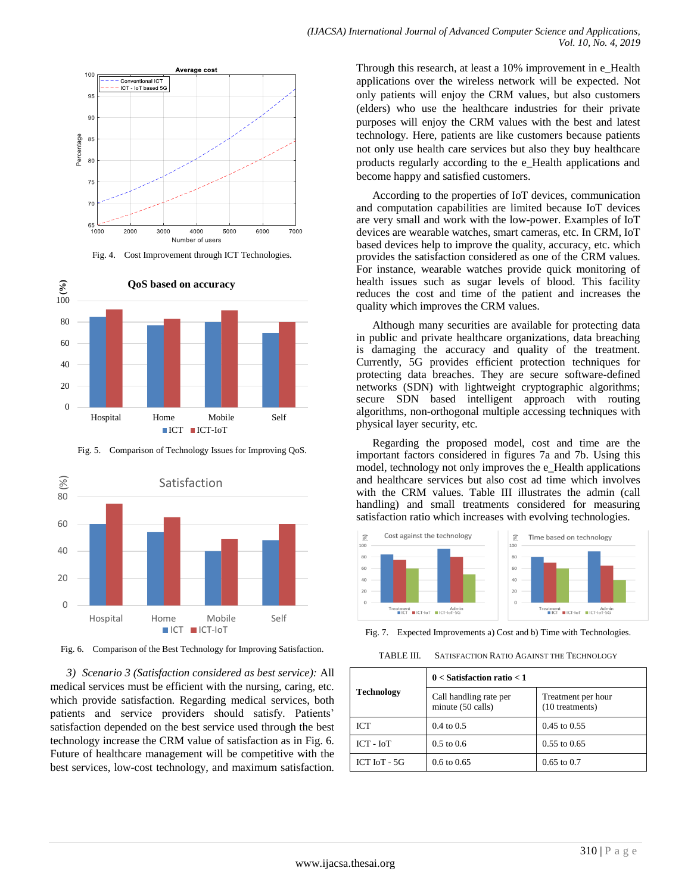Fig. 4. Cost Improvement through ICT Technologies.

Fig. 5. Comparison of Technology Issues for Improving QoS.

Fig. 6. Comparison of the Best Technology for Improving Satisfaction.

*3) Scenario 3 (Satisfaction considered as best service):* All medical services must be efficient with the nursing, caring, etc. which provide satisfaction. Regarding medical services, both patients and service providers should satisfy. Patients' satisfaction depended on the best service used through the best technology increase the CRM value of satisfaction as in Fig. 6. Future of healthcare management will be competitive with the best services, low-cost technology, and maximum satisfaction.

Through this research, at least a 10% improvement in e_Health applications over the wireless network will be expected. Not only patients will enjoy the CRM values, but also customers (elders) who use the healthcare industries for their private purposes will enjoy the CRM values with the best and latest technology. Here, patients are like customers because patients not only use health care services but also they buy healthcare products regularly according to the e_Health applications and become happy and satisfied customers.

According to the properties of IoT devices, communication and computation capabilities are limited because IoT devices are very small and work with the low-power. Examples of IoT devices are wearable watches, smart cameras, etc. In CRM, IoT based devices help to improve the quality, accuracy, etc. which provides the satisfaction considered as one of the CRM values. For instance, wearable watches provide quick monitoring of health issues such as sugar levels of blood. This facility reduces the cost and time of the patient and increases the quality which improves the CRM values.

Although many securities are available for protecting data in public and private healthcare organizations, data breaching is damaging the accuracy and quality of the treatment. Currently, 5G provides efficient protection techniques for protecting data breaches. They are secure software-defined networks (SDN) with lightweight cryptographic algorithms; secure SDN based intelligent approach with routing algorithms, non-orthogonal multiple accessing techniques with physical layer security, etc.

Regarding the proposed model, cost and time are the important factors considered in figures 7a and 7b. Using this model, technology not only improves the e_Health applications and healthcare services but also cost ad time which involves with the CRM values. Table III illustrates the admin (call handling) and small treatments considered for measuring satisfaction ratio which increases with evolving technologies.

Fig. 7. Expected Improvements a) Cost and b) Time with Technologies.

TABLE III. SATISFACTION RATIO AGAINST THE TECHNOLOGY

| Technology | 0 < Satisfaction ratio < 1 | |
|---|---|---|
| | Call handling rate per minute (50 calls) | Treatment per hour (10 treatments) |
| ICT | 0.4 to 0.5 | 0.45 to 0.55 |
| ICT - IoT | 0.5 to 0.6 | 0.55 to 0.65 |
| ICT IoT - 5G | 0.6 to 0.65 | 0.65 to 0.7 |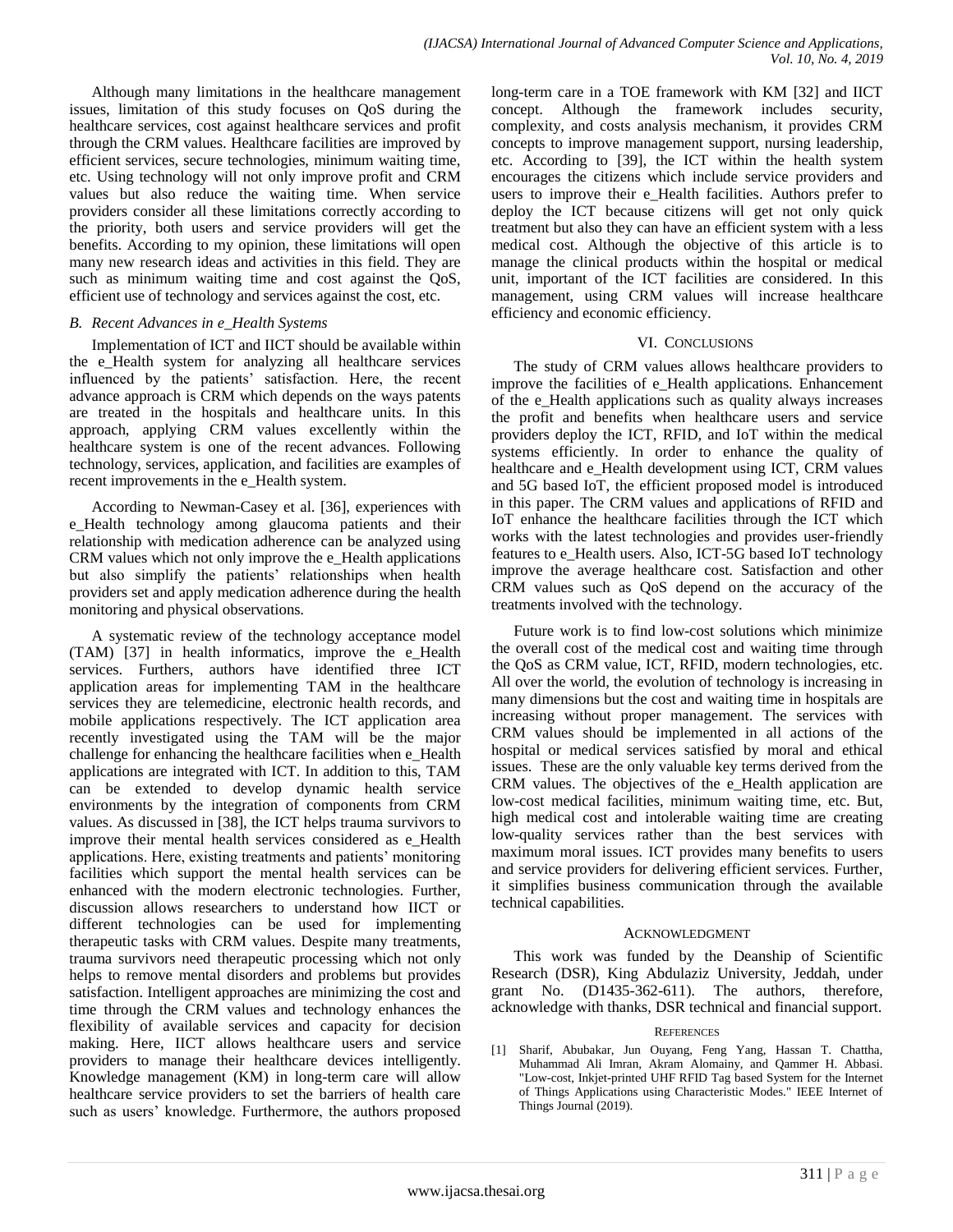Although many limitations in the healthcare management issues, limitation of this study focuses on QoS during the healthcare services, cost against healthcare services and profit through the CRM values. Healthcare facilities are improved by efficient services, secure technologies, minimum waiting time, etc. Using technology will not only improve profit and CRM values but also reduce the waiting time. When service providers consider all these limitations correctly according to the priority, both users and service providers will get the benefits. According to my opinion, these limitations will open many new research ideas and activities in this field. They are such as minimum waiting time and cost against the QoS, efficient use of technology and services against the cost, etc.

### *B. Recent Advances in e_Health Systems*

Implementation of ICT and IICT should be available within the e_Health system for analyzing all healthcare services influenced by the patients' satisfaction. Here, the recent advance approach is CRM which depends on the ways patents are treated in the hospitals and healthcare units. In this approach, applying CRM values excellently within the healthcare system is one of the recent advances. Following technology, services, application, and facilities are examples of recent improvements in the e_Health system.

According to Newman-Casey et al. [36], experiences with e_Health technology among glaucoma patients and their relationship with medication adherence can be analyzed using CRM values which not only improve the e_Health applications but also simplify the patients' relationships when health providers set and apply medication adherence during the health monitoring and physical observations.

A systematic review of the technology acceptance model (TAM) [37] in health informatics, improve the e_Health services. Furthers, authors have identified three ICT application areas for implementing TAM in the healthcare services they are telemedicine, electronic health records, and mobile applications respectively. The ICT application area recently investigated using the TAM will be the major challenge for enhancing the healthcare facilities when e_Health applications are integrated with ICT. In addition to this, TAM can be extended to develop dynamic health service environments by the integration of components from CRM values. As discussed in [38], the ICT helps trauma survivors to improve their mental health services considered as e_Health applications. Here, existing treatments and patients' monitoring facilities which support the mental health services can be enhanced with the modern electronic technologies. Further, discussion allows researchers to understand how IICT or different technologies can be used for implementing therapeutic tasks with CRM values. Despite many treatments, trauma survivors need therapeutic processing which not only helps to remove mental disorders and problems but provides satisfaction. Intelligent approaches are minimizing the cost and time through the CRM values and technology enhances the flexibility of available services and capacity for decision making. Here, IICT allows healthcare users and service providers to manage their healthcare devices intelligently. Knowledge management (KM) in long-term care will allow healthcare service providers to set the barriers of health care such as users' knowledge. Furthermore, the authors proposed long-term care in a TOE framework with KM [32] and IICT concept. Although the framework includes security, complexity, and costs analysis mechanism, it provides CRM concepts to improve management support, nursing leadership, etc. According to [39], the ICT within the health system encourages the citizens which include service providers and users to improve their e_Health facilities. Authors prefer to deploy the ICT because citizens will get not only quick treatment but also they can have an efficient system with a less medical cost. Although the objective of this article is to manage the clinical products within the hospital or medical unit, important of the ICT facilities are considered. In this management, using CRM values will increase healthcare efficiency and economic efficiency.

## VI. Conclusions

The study of CRM values allows healthcare providers to improve the facilities of e_Health applications. Enhancement of the e_Health applications such as quality always increases the profit and benefits when healthcare users and service providers deploy the ICT, RFID, and IoT within the medical systems efficiently. In order to enhance the quality of healthcare and e_Health development using ICT, CRM values and 5G based IoT, the efficient proposed model is introduced in this paper. The CRM values and applications of RFID and IoT enhance the healthcare facilities through the ICT which works with the latest technologies and provides user-friendly features to e_Health users. Also, ICT-5G based IoT technology improve the average healthcare cost. Satisfaction and other CRM values such as QoS depend on the accuracy of the treatments involved with the technology.

Future work is to find low-cost solutions which minimize the overall cost of the medical cost and waiting time through the QoS as CRM value, ICT, RFID, modern technologies, etc. All over the world, the evolution of technology is increasing in many dimensions but the cost and waiting time in hospitals are increasing without proper management. The services with CRM values should be implemented in all actions of the hospital or medical services satisfied by moral and ethical issues. These are the only valuable key terms derived from the CRM values. The objectives of the e_Health application are low-cost medical facilities, minimum waiting time, etc. But, high medical cost and intolerable waiting time are creating low-quality services rather than the best services with maximum moral issues. ICT provides many benefits to users and service providers for delivering efficient services. Further, it simplifies business communication through the available technical capabilities.

## Acknowledgment

This work was funded by the Deanship of Scientific Research (DSR), King Abdulaziz University, Jeddah, under grant No. (D1435-362-611). The authors, therefore, acknowledge with thanks, DSR technical and financial support.

## References

[1] Sharif, Abubakar, Jun Ouyang, Feng Yang, Hassan T. Chattha, Muhammad Ali Imran, Akram Alomainy, and Qammer H. Abbasi. "Low-cost, Inkjet-printed UHF RFID Tag based System for the Internet of Things Applications using Characteristic Modes." IEEE Internet of Things Journal (2019).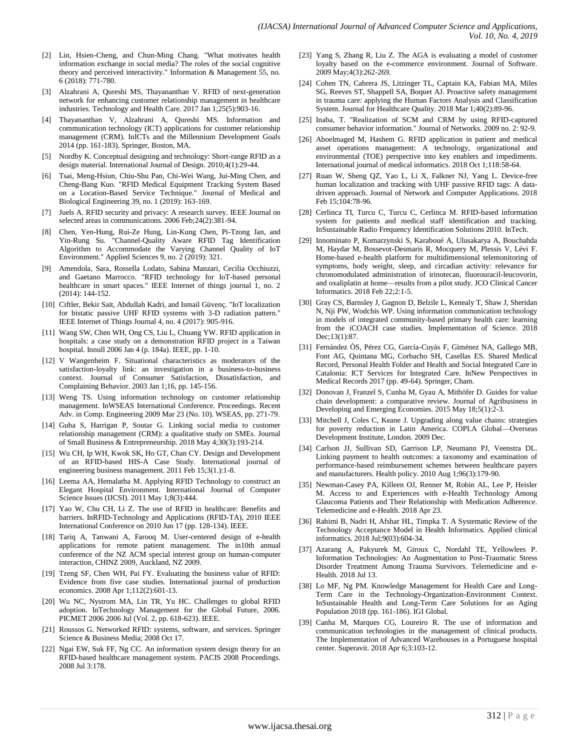[2] Lin, Hsien-Cheng, and Chun-Ming Chang. "What motivates health information exchange in social media? The roles of the social cognitive theory and perceived interactivity." Information & Management 55, no. 6 (2018): 771-780.

[3] Alzahrani A, Qureshi MS, Thayananthan V. RFID of next-generation network for enhancing customer relationship management in healthcare industries. Technology and Health Care. 2017 Jan 1;25(5):903-16.

[4] Thayananthan V, Alzahrani A, Qureshi MS. Information and communication technology (ICT) applications for customer relationship management (CRM). InICTs and the Millennium Development Goals 2014 (pp. 161-183). Springer, Boston, MA.

[5] Nordby K. Conceptual designing and technology: Short-range RFID as a design material. International Journal of Design. 2010;4(1):29-44.

[6] Tsai, Meng-Hsiun, Chiu-Shu Pan, Chi-Wei Wang, Jui-Ming Chen, and Cheng-Bang Kuo. "RFID Medical Equipment Tracking System Based on a Location-Based Service Technique." Journal of Medical and Biological Engineering 39, no. 1 (2019): 163-169.

[7] Juels A. RFID security and privacy: A research survey. IEEE Journal on selected areas in communications. 2006 Feb;24(2):381-94.

[8] Chen, Yen-Hung, Rui-Ze Hung, Lin-Kung Chen, Pi-Tzong Jan, and Yin-Rung Su. "Channel-Quality Aware RFID Tag Identification Algorithm to Accommodate the Varying Channel Quality of IoT Environment." Applied Sciences 9, no. 2 (2019): 321.

[9] Amendola, Sara, Rossella Lodato, Sabina Manzari, Cecilia Occhiuzzi, and Gaetano Marrocco. "RFID technology for IoT-based personal healthcare in smart spaces." IEEE Internet of things journal 1, no. 2 (2014): 144-152.

[10] Ciftler, Bekir Sait, Abdullah Kadri, and Ismail Güvenç. "IoT localization for bistatic passive UHF RFID systems with 3-D radiation pattern." IEEE Internet of Things Journal 4, no. 4 (2017): 905-916.

[11] Wang SW, Chen WH, Ong CS, Liu L, Chuang YW. RFID application in hospitals: a case study on a demonstration RFID project in a Taiwan hospital. Innull 2006 Jan 4 (p. 184a). IEEE, pp. 1-10.

[12] V Wangenheim F. Situational characteristics as moderators of the satisfaction-loyalty link: an investigation in a business-to-business context. Journal of Consumer Satisfaction, Dissatisfaction, and Complaining Behavior. 2003 Jan 1;16, pp. 145-156.

[13] Weng TS. Using information technology on customer relationship management. InWSEAS International Conference. Proceedings. Recent Adv. in Comp. Engineering 2009 Mar 23 (No. 10). WSEAS, pp. 271-79.

[14] Guha S, Harrigan P, Soutar G. Linking social media to customer relationship management (CRM): a qualitative study on SMEs. Journal of Small Business & Entrepreneurship. 2018 May 4;30(3):193-214.

[15] Wu CH, Ip WH, Kwok SK, Ho GT, Chan CY. Design and Development of an RFID-based HIS-A Case Study. International journal of engineering business management. 2011 Feb 15;3(1.):1-8.

[16] Leema AA, Hemalatha M. Applying RFID Technology to construct an Elegant Hospital Environment. International Journal of Computer Science Issues (IJCSI). 2011 May 1;8(3):444.

[17] Yao W, Chu CH, Li Z. The use of RFID in healthcare: Benefits and barriers. InRFID-Technology and Applications (RFID-TA), 2010 IEEE International Conference on 2010 Jun 17 (pp. 128-134). IEEE.

[18] Tariq A, Tanwani A, Farooq M. User-centered design of e-health applications for remote patient management. The in10th annual conference of the NZ ACM special interest group on human-computer interaction, CHINZ 2009, Auckland, NZ 2009.

[19] Tzeng SF, Chen WH, Pai FY. Evaluating the business value of RFID: Evidence from five case studies. International journal of production economics. 2008 Apr 1;112(2):601-13.

[20] Wu NC, Nystrom MA, Lin TR, Yu HC. Challenges to global RFID adoption. InTechnology Management for the Global Future, 2006. PICMET 2006 2006 Jul (Vol. 2, pp. 618-623). IEEE.

[21] Roussos G. Networked RFID: systems, software, and services. Springer Science & Business Media; 2008 Oct 17.

[22] Ngai EW, Suk FF, Ng CC. An information system design theory for an RFID-based healthcare management system. PACIS 2008 Proceedings. 2008 Jul 3:178.

[23] Yang S, Zhang R, Liu Z. The AGA is evaluating a model of customer loyalty based on the e-commerce environment. Journal of Software. 2009 May;4(3):262-269.

[24] Cohen TN, Cabrera JS, Litzinger TL, Captain KA, Fabian MA, Miles SG, Reeves ST, Shappell SA, Boquet AJ. Proactive safety management in trauma care: applying the Human Factors Analysis and Classification System. Journal for Healthcare Quality. 2018 Mar 1;40(2):89-96.

[25] Inaba, T. "Realization of SCM and CRM by using RFID-captured consumer behavior information." Journal of Networks. 2009 no. 2: 92-9.

[26] Aboelmaged M, Hashem G. RFID application in patient and medical asset operations management: A technology, organizational and environmental (TOE) perspective into key enablers and impediments. International journal of medical informatics. 2018 Oct 1;118:58-64.

[27] Ruan W, Sheng QZ, Yao L, Li X, Falkner NJ, Yang L. Device-free human localization and tracking with UHF passive RFID tags: A data-driven approach. Journal of Network and Computer Applications. 2018 Feb 15;104:78-96.

[28] Cerlinca TI, Turcu C, Turcu C, Cerlinca M. RFID-based information system for patients and medical staff identification and tracking. InSustainable Radio Frequency Identification Solutions 2010. InTech.

[29] Innominato P, Komarzynski S, Karaboué A, Ulusakarya A, Bouchahda M, Haydar M, Bossevot-Desmaris R, Mocquery M, Plessis V, Lévi F. Home-based e-health platform for multidimensional telemonitoring of symptoms, body weight, sleep, and circadian activity: relevance for chronomodulated administration of irinotecan, fluorouracil-leucovorin, and oxaliplatin at home—results from a pilot study. JCO Clinical Cancer Informatics. 2018 Feb 22;2:1-5.

[30] Gray CS, Barnsley J, Gagnon D, Belzile L, Kenealy T, Shaw J, Sheridan N, Nji PW, Wodchis WP. Using information communication technology in models of integrated community-based primary health care: learning from the iCOACH case studies. Implementation of Science. 2018 Dec;13(1):87.

[31] Fernández ÒS, Pérez CG, García-Cuyàs F, Giménez NA, Gallego MB, Font AG, Quintana MG, Corbacho SH, Casellas ES. Shared Medical Record, Personal Health Folder and Health and Social Integrated Care in Catalonia: ICT Services for Integrated Care. InNew Perspectives in Medical Records 2017 (pp. 49-64). Springer, Cham.

[32] Donovan J, Franzel S, Cunha M, Gyau A, Mithöfer D. Guides for value chain development: a comparative review. Journal of Agribusiness in Developing and Emerging Economies. 2015 May 18;5(1):2-3.

[33] Mitchell J, Coles C, Keane J. Upgrading along value chains: strategies for poverty reduction in Latin America. COPLA Global—Overseas Development Institute, London. 2009 Dec.

[34] Carlson JJ, Sullivan SD, Garrison LP, Neumann PJ, Veenstra DL. Linking payment to health outcomes: a taxonomy and examination of performance-based reimbursement schemes between healthcare payers and manufacturers. Health policy. 2010 Aug 1;96(3):179-90.

[35] Newman-Casey PA, Killeen OJ, Renner M, Robin AL, Lee P, Heisler M. Access to and Experiences with e-Health Technology Among Glaucoma Patients and Their Relationship with Medication Adherence. Telemedicine and e-Health. 2018 Apr 23.

[36] Rahimi B, Nadri H, Afshar HL, Timpka T. A Systematic Review of the Technology Acceptance Model in Health Informatics. Applied clinical informatics. 2018 Jul;9(03):604-34.

[37] Azarang A, Pakyurek M, Giroux C, Nordahl TE, Yellowlees P. Information Technologies: An Augmentation to Post-Traumatic Stress Disorder Treatment Among Trauma Survivors. Telemedicine and e-Health. 2018 Jul 13.

[38] Lo MF, Ng PM. Knowledge Management for Health Care and Long-Term Care in the Technology-Organization-Environment Context. InSustainable Health and Long-Term Care Solutions for an Aging Population 2018 (pp. 161-186). IGI Global.

[39] Canha M, Marques CG, Loureiro R. The use of information and communication technologies in the management of clinical products. The Implementation of Advanced Warehouses in a Portuguese hospital center. Superavit. 2018 Apr 6;3:103-12.